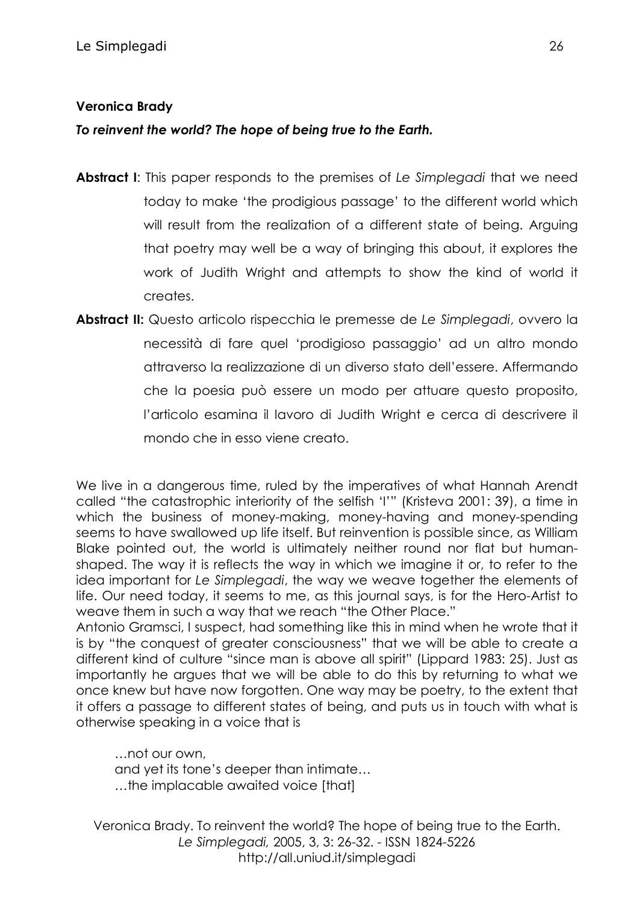**Veronica Brady**

***To reinvent the world? The hope of being true to the Earth.***

**Abstract I**: This paper responds to the premises of *Le Simplegadi* that we need today to make 'the prodigious passage' to the different world which will result from the realization of a different state of being. Arguing that poetry may well be a way of bringing this about, it explores the work of Judith Wright and attempts to show the kind of world it creates.

**Abstract II:** Questo articolo rispecchia le premesse de *Le Simplegadi*, ovvero la necessità di fare quel 'prodigioso passaggio' ad un altro mondo attraverso la realizzazione di un diverso stato dell'essere. Affermando che la poesia può essere un modo per attuare questo proposito, l'articolo esamina il lavoro di Judith Wright e cerca di descrivere il mondo che in esso viene creato.

We live in a dangerous time, ruled by the imperatives of what Hannah Arendt called "the catastrophic interiority of the selfish 'I'" (Kristeva 2001: 39), a time in which the business of money-making, money-having and money-spending seems to have swallowed up life itself. But reinvention is possible since, as William Blake pointed out, the world is ultimately neither round nor flat but human-shaped. The way it is reflects the way in which we imagine it or, to refer to the idea important for *Le Simplegadi*, the way we weave together the elements of life. Our need today, it seems to me, as this journal says, is for the Hero-Artist to weave them in such a way that we reach "the Other Place."

Antonio Gramsci, I suspect, had something like this in mind when he wrote that it is by "the conquest of greater consciousness" that we will be able to create a different kind of culture "since man is above all spirit" (Lippard 1983: 25). Just as importantly he argues that we will be able to do this by returning to what we once knew but have now forgotten. One way may be poetry, to the extent that it offers a passage to different states of being, and puts us in touch with what is otherwise speaking in a voice that is

> …not our own,
> and yet its tone's deeper than intimate…
> …the implacable awaited voice [that]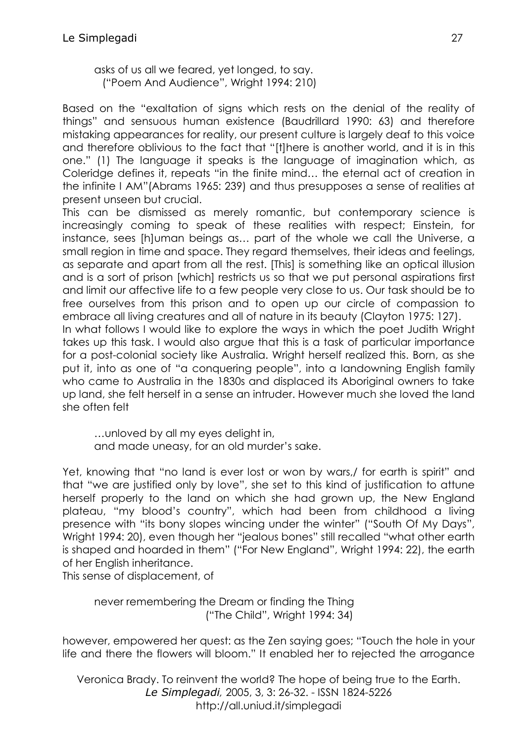asks of us all we feared, yet longed, to say.
("Poem And Audience", Wright 1994: 210)

Based on the "exaltation of signs which rests on the denial of the reality of things" and sensuous human existence (Baudrillard 1990: 63) and therefore mistaking appearances for reality, our present culture is largely deaf to this voice and therefore oblivious to the fact that "[t]here is another world, and it is in this one." (1) The language it speaks is the language of imagination which, as Coleridge defines it, repeats "in the finite mind… the eternal act of creation in the infinite I AM"(Abrams 1965: 239) and thus presupposes a sense of realities at present unseen but crucial.

This can be dismissed as merely romantic, but contemporary science is increasingly coming to speak of these realities with respect; Einstein, for instance, sees [h]uman beings as… part of the whole we call the Universe, a small region in time and space. They regard themselves, their ideas and feelings, as separate and apart from all the rest. [This] is something like an optical illusion and is a sort of prison [which] restricts us so that we put personal aspirations first and limit our affective life to a few people very close to us. Our task should be to free ourselves from this prison and to open up our circle of compassion to embrace all living creatures and all of nature in its beauty (Clayton 1975: 127).

In what follows I would like to explore the ways in which the poet Judith Wright takes up this task. I would also argue that this is a task of particular importance for a post-colonial society like Australia. Wright herself realized this. Born, as she put it, into as one of "a conquering people", into a landowning English family who came to Australia in the 1830s and displaced its Aboriginal owners to take up land, she felt herself in a sense an intruder. However much she loved the land she often felt

…unloved by all my eyes delight in,
and made uneasy, for an old murder's sake.

Yet, knowing that "no land is ever lost or won by wars,/ for earth is spirit" and that "we are justified only by love", she set to this kind of justification to attune herself properly to the land on which she had grown up, the New England plateau, "my blood's country", which had been from childhood a living presence with "its bony slopes wincing under the winter" ("South Of My Days", Wright 1994: 20), even though her "jealous bones" still recalled "what other earth is shaped and hoarded in them" ("For New England", Wright 1994: 22), the earth of her English inheritance.

This sense of displacement, of

never remembering the Dream or finding the Thing
("The Child", Wright 1994: 34)

however, empowered her quest: as the Zen saying goes; "Touch the hole in your life and there the flowers will bloom." It enabled her to rejected the arrogance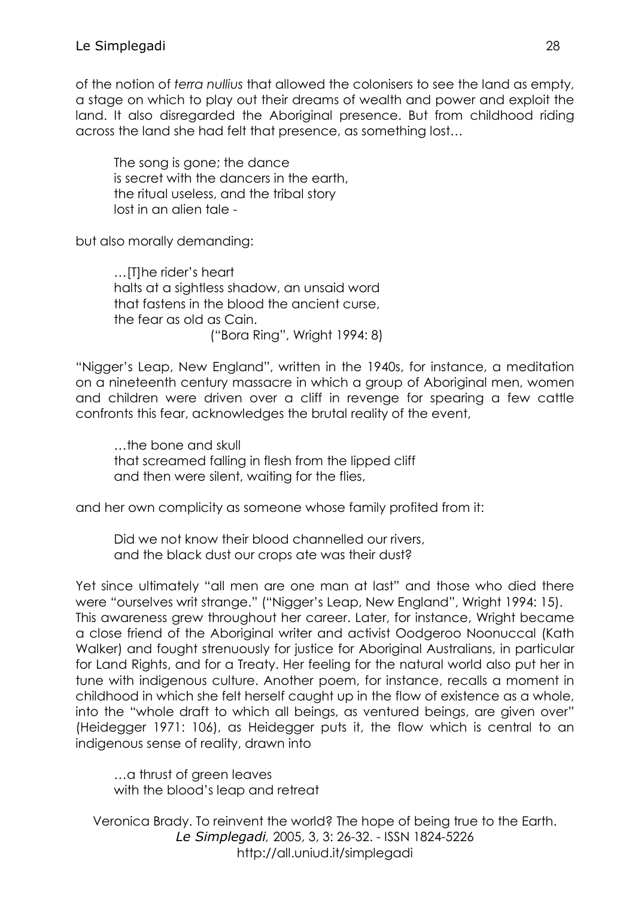of the notion of *terra nullius* that allowed the colonisers to see the land as empty, a stage on which to play out their dreams of wealth and power and exploit the land. It also disregarded the Aboriginal presence. But from childhood riding across the land she had felt that presence, as something lost…

> The song is gone; the dance
> is secret with the dancers in the earth,
> the ritual useless, and the tribal story
> lost in an alien tale -

but also morally demanding:

> …[T]he rider's heart
> halts at a sightless shadow, an unsaid word
> that fastens in the blood the ancient curse,
> the fear as old as Cain.
> ("Bora Ring", Wright 1994: 8)

"Nigger's Leap, New England", written in the 1940s, for instance, a meditation on a nineteenth century massacre in which a group of Aboriginal men, women and children were driven over a cliff in revenge for spearing a few cattle confronts this fear, acknowledges the brutal reality of the event,

> …the bone and skull
> that screamed falling in flesh from the lipped cliff
> and then were silent, waiting for the flies,

and her own complicity as someone whose family profited from it:

> Did we not know their blood channelled our rivers,
> and the black dust our crops ate was their dust?

Yet since ultimately "all men are one man at last" and those who died there were "ourselves writ strange." ("Nigger's Leap, New England", Wright 1994: 15). This awareness grew throughout her career. Later, for instance, Wright became a close friend of the Aboriginal writer and activist Oodgeroo Noonuccal (Kath Walker) and fought strenuously for justice for Aboriginal Australians, in particular for Land Rights, and for a Treaty. Her feeling for the natural world also put her in tune with indigenous culture. Another poem, for instance, recalls a moment in childhood in which she felt herself caught up in the flow of existence as a whole, into the "whole draft to which all beings, as ventured beings, are given over" (Heidegger 1971: 106), as Heidegger puts it, the flow which is central to an indigenous sense of reality, drawn into

> …a thrust of green leaves
> with the blood's leap and retreat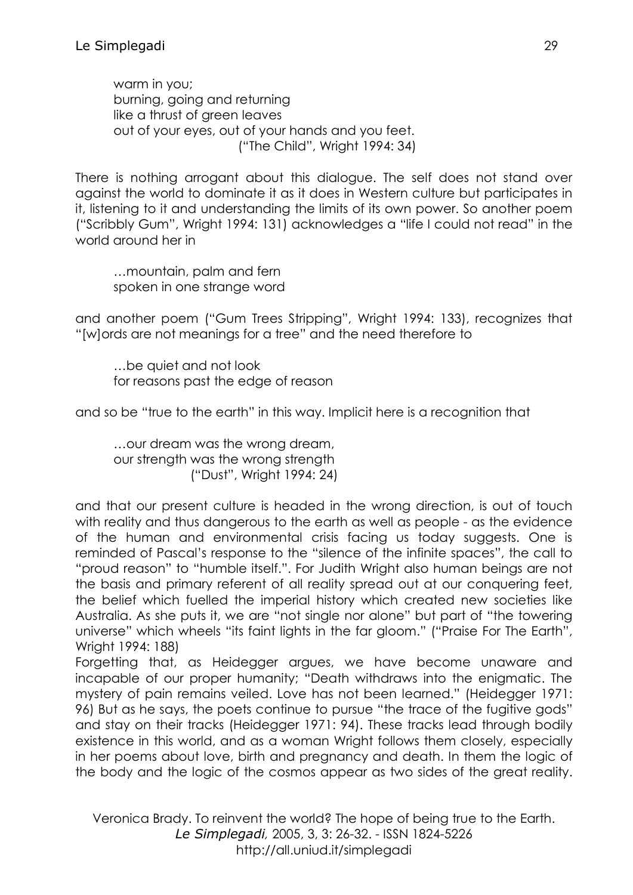> warm in you;
> burning, going and returning
> like a thrust of green leaves
> out of your eyes, out of your hands and you feet.
> ("The Child", Wright 1994: 34)

There is nothing arrogant about this dialogue. The self does not stand over against the world to dominate it as it does in Western culture but participates in it, listening to it and understanding the limits of its own power. So another poem ("Scribbly Gum", Wright 1994: 131) acknowledges a "life I could not read" in the world around her in

> …mountain, palm and fern
> spoken in one strange word

and another poem ("Gum Trees Stripping", Wright 1994: 133), recognizes that "[w]ords are not meanings for a tree" and the need therefore to

> …be quiet and not look
> for reasons past the edge of reason

and so be "true to the earth" in this way. Implicit here is a recognition that

> …our dream was the wrong dream,
> our strength was the wrong strength
> ("Dust", Wright 1994: 24)

and that our present culture is headed in the wrong direction, is out of touch with reality and thus dangerous to the earth as well as people - as the evidence of the human and environmental crisis facing us today suggests. One is reminded of Pascal's response to the "silence of the infinite spaces", the call to "proud reason" to "humble itself.". For Judith Wright also human beings are not the basis and primary referent of all reality spread out at our conquering feet, the belief which fuelled the imperial history which created new societies like Australia. As she puts it, we are "not single nor alone" but part of "the towering universe" which wheels "its faint lights in the far gloom." ("Praise For The Earth", Wright 1994: 188)

Forgetting that, as Heidegger argues, we have become unaware and incapable of our proper humanity; "Death withdraws into the enigmatic. The mystery of pain remains veiled. Love has not been learned." (Heidegger 1971: 96) But as he says, the poets continue to pursue "the trace of the fugitive gods" and stay on their tracks (Heidegger 1971: 94). These tracks lead through bodily existence in this world, and as a woman Wright follows them closely, especially in her poems about love, birth and pregnancy and death. In them the logic of the body and the logic of the cosmos appear as two sides of the great reality.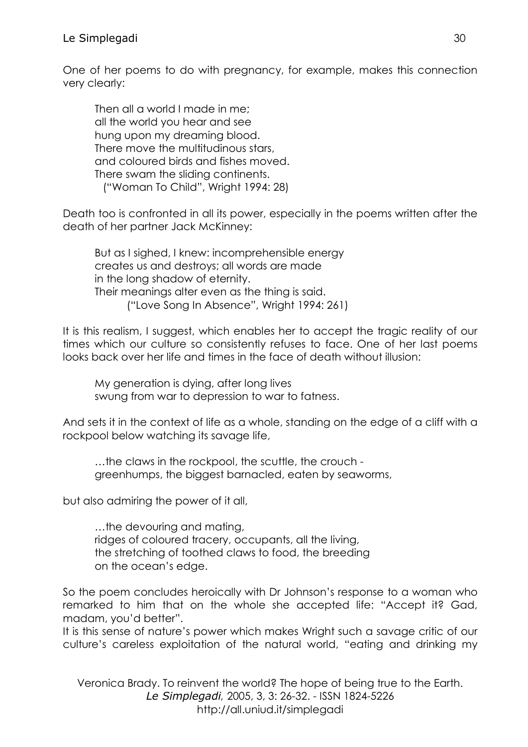One of her poems to do with pregnancy, for example, makes this connection very clearly:

> Then all a world I made in me;
> all the world you hear and see
> hung upon my dreaming blood.
> There move the multitudinous stars,
> and coloured birds and fishes moved.
> There swam the sliding continents.
> ("Woman To Child", Wright 1994: 28)

Death too is confronted in all its power, especially in the poems written after the death of her partner Jack McKinney:

> But as I sighed, I knew: incomprehensible energy
> creates us and destroys; all words are made
> in the long shadow of eternity.
> Their meanings alter even as the thing is said.
> ("Love Song In Absence", Wright 1994: 261)

It is this realism, I suggest, which enables her to accept the tragic reality of our times which our culture so consistently refuses to face. One of her last poems looks back over her life and times in the face of death without illusion:

> My generation is dying, after long lives
> swung from war to depression to war to fatness.

And sets it in the context of life as a whole, standing on the edge of a cliff with a rockpool below watching its savage life,

> …the claws in the rockpool, the scuttle, the crouch -
> greenhumps, the biggest barnacled, eaten by seaworms,

but also admiring the power of it all,

> …the devouring and mating,
> ridges of coloured tracery, occupants, all the living,
> the stretching of toothed claws to food, the breeding
> on the ocean's edge.

So the poem concludes heroically with Dr Johnson's response to a woman who remarked to him that on the whole she accepted life: "Accept it? Gad, madam, you'd better".

It is this sense of nature's power which makes Wright such a savage critic of our culture's careless exploitation of the natural world, "eating and drinking my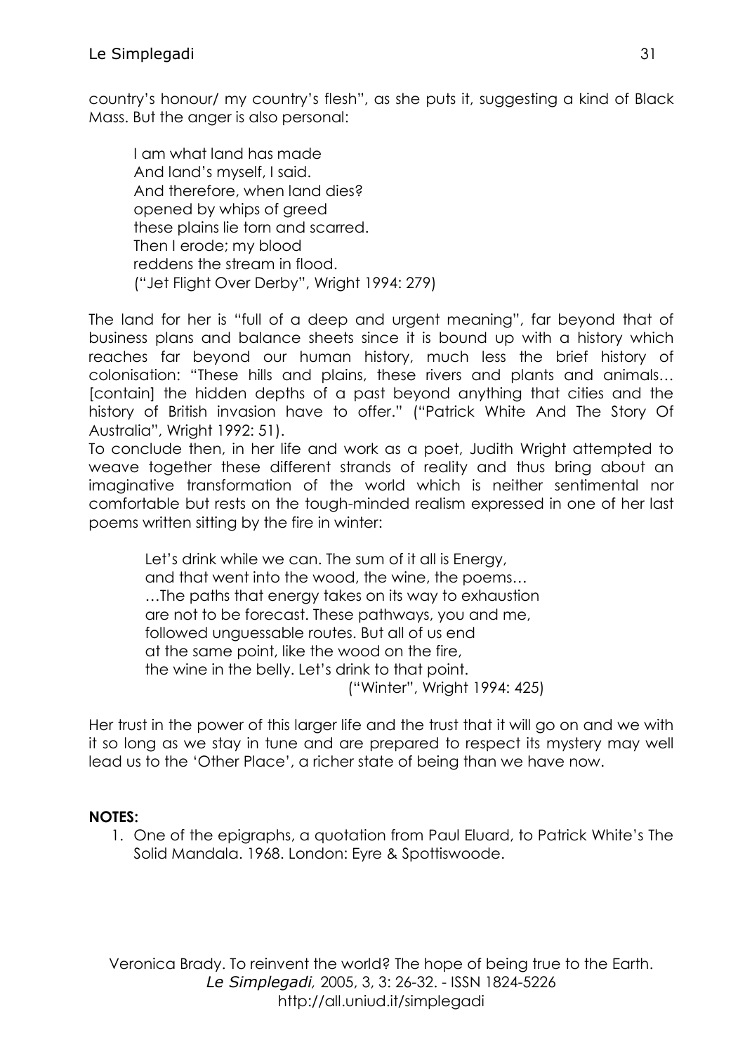country's honour/ my country's flesh", as she puts it, suggesting a kind of Black Mass. But the anger is also personal:

> I am what land has made  
> And land's myself, I said.  
> And therefore, when land dies?  
> opened by whips of greed  
> these plains lie torn and scarred.  
> Then I erode; my blood  
> reddens the stream in flood.  
> ("Jet Flight Over Derby", Wright 1994: 279)

The land for her is "full of a deep and urgent meaning", far beyond that of business plans and balance sheets since it is bound up with a history which reaches far beyond our human history, much less the brief history of colonisation: "These hills and plains, these rivers and plants and animals… [contain] the hidden depths of a past beyond anything that cities and the history of British invasion have to offer." ("Patrick White And The Story Of Australia", Wright 1992: 51).

To conclude then, in her life and work as a poet, Judith Wright attempted to weave together these different strands of reality and thus bring about an imaginative transformation of the world which is neither sentimental nor comfortable but rests on the tough-minded realism expressed in one of her last poems written sitting by the fire in winter:

> Let's drink while we can. The sum of it all is Energy,  
> and that went into the wood, the wine, the poems…  
> …The paths that energy takes on its way to exhaustion  
> are not to be forecast. These pathways, you and me,  
> followed unguessable routes. But all of us end  
> at the same point, like the wood on the fire,  
> the wine in the belly. Let's drink to that point.  
> ("Winter", Wright 1994: 425)

Her trust in the power of this larger life and the trust that it will go on and we with it so long as we stay in tune and are prepared to respect its mystery may well lead us to the 'Other Place', a richer state of being than we have now.

**NOTES:**

1. One of the epigraphs, a quotation from Paul Eluard, to Patrick White's The Solid Mandala. 1968. London: Eyre & Spottiswoode.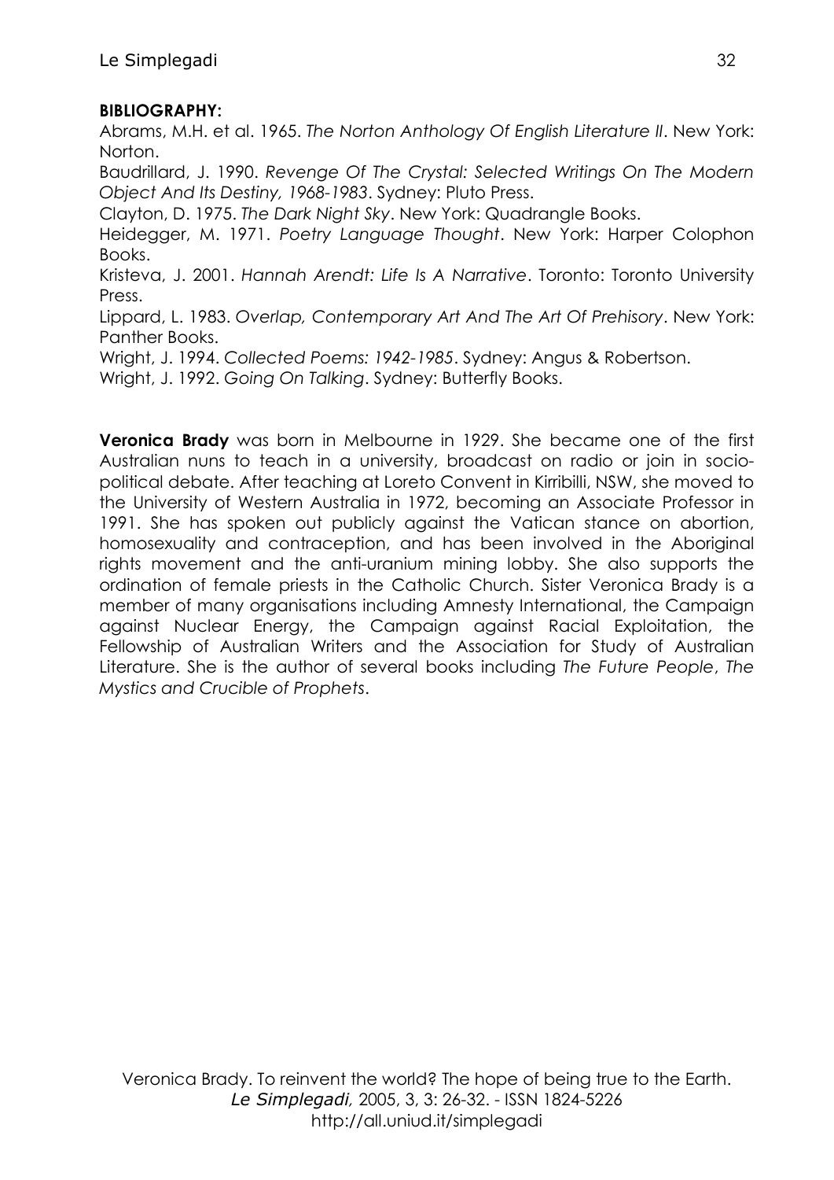**BIBLIOGRAPHY:**

Abrams, M.H. et al. 1965. *The Norton Anthology Of English Literature II*. New York: Norton.

Baudrillard, J. 1990. *Revenge Of The Crystal: Selected Writings On The Modern Object And Its Destiny, 1968-1983*. Sydney: Pluto Press.

Clayton, D. 1975. *The Dark Night Sky*. New York: Quadrangle Books.

Heidegger, M. 1971. *Poetry Language Thought*. New York: Harper Colophon Books.

Kristeva, J. 2001. *Hannah Arendt: Life Is A Narrative*. Toronto: Toronto University Press.

Lippard, L. 1983. *Overlap, Contemporary Art And The Art Of Prehisory*. New York: Panther Books.

Wright, J. 1994. *Collected Poems: 1942-1985*. Sydney: Angus & Robertson.

Wright, J. 1992. *Going On Talking*. Sydney: Butterfly Books.

**Veronica Brady** was born in Melbourne in 1929. She became one of the first Australian nuns to teach in a university, broadcast on radio or join in socio-political debate. After teaching at Loreto Convent in Kirribilli, NSW, she moved to the University of Western Australia in 1972, becoming an Associate Professor in 1991. She has spoken out publicly against the Vatican stance on abortion, homosexuality and contraception, and has been involved in the Aboriginal rights movement and the anti-uranium mining lobby. She also supports the ordination of female priests in the Catholic Church. Sister Veronica Brady is a member of many organisations including Amnesty International, the Campaign against Nuclear Energy, the Campaign against Racial Exploitation, the Fellowship of Australian Writers and the Association for Study of Australian Literature. She is the author of several books including *The Future People*, *The Mystics and Crucible of Prophets*.